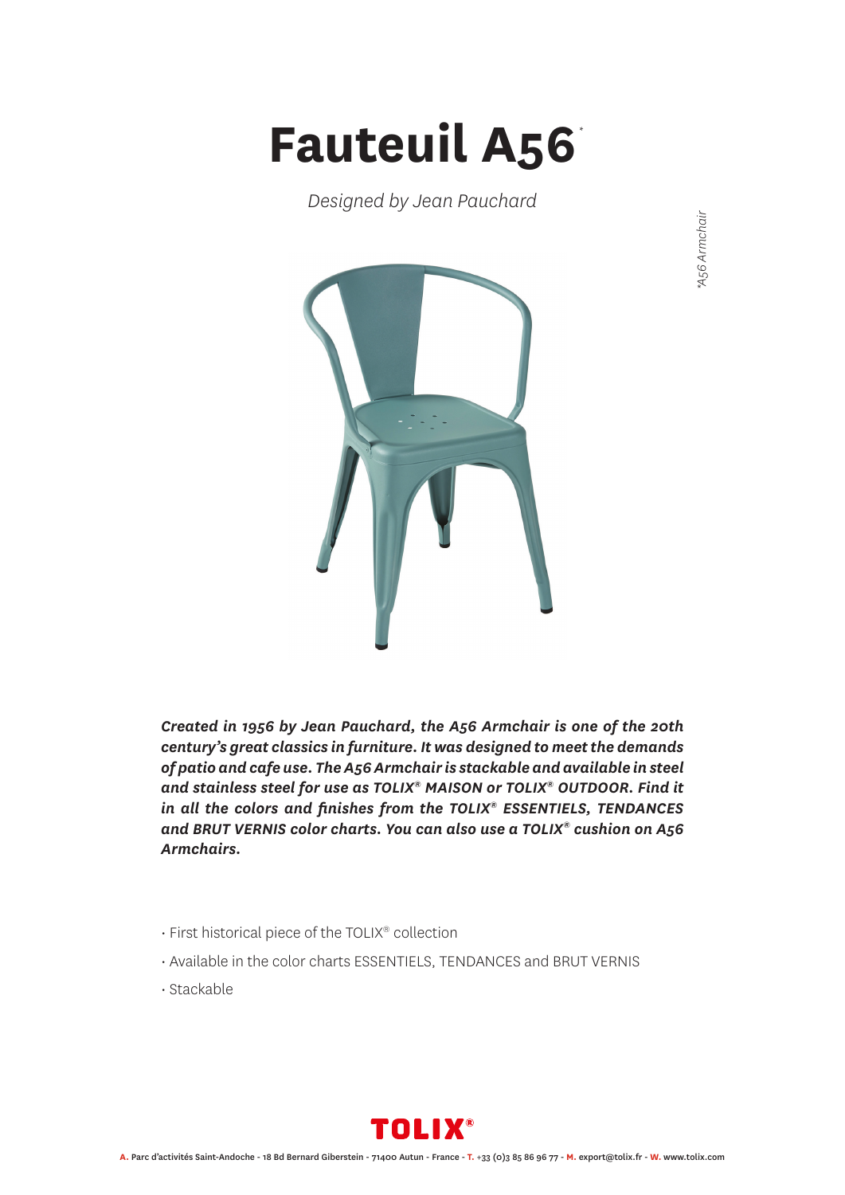# Fauteuil A56*

*Designed by Jean Pauchard*

*\*A56 Armchair*

***Created in 1956 by Jean Pauchard, the A56 Armchair is one of the 20th century's great classics in furniture. It was designed to meet the demands of patio and cafe use. The A56 Armchair is stackable and available in steel and stainless steel for use as TOLIX® MAISON or TOLIX® OUTDOOR. Find it in all the colors and finishes from the TOLIX® ESSENTIELS, TENDANCES and BRUT VERNIS color charts. You can also use a TOLIX® cushion on A56 Armchairs.***

- First historical piece of the TOLIX® collection
- Available in the color charts ESSENTIELS, TENDANCES and BRUT VERNIS
- Stackable

**TOLIX®**

**A.** Parc d'activités Saint-Andoche - 18 Bd Bernard Giberstein - 71400 Autun - France - **T.** +33 (0)3 85 86 96 77 - **M.** export@tolix.fr - **W.** www.tolix.com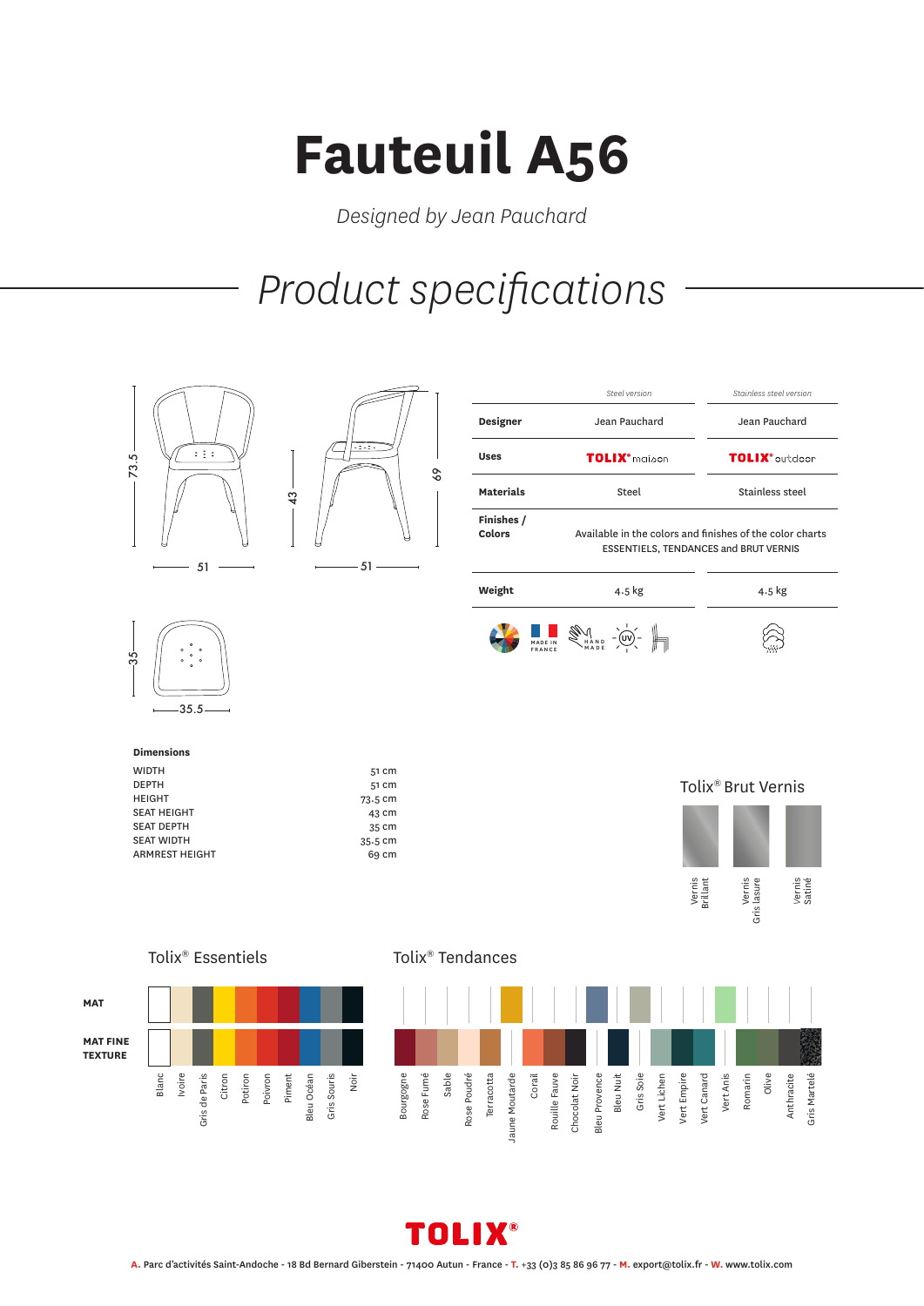# Fauteuil A56

*Designed by Jean Pauchard*

## *Product specifications*

73.5

43

69

51

51

35

35.5

| | *Steel version* | *Stainless steel version* |
|---|---|---|
| **Designer** | Jean Pauchard | Jean Pauchard |
| **Uses** | TOLIX® maison | TOLIX® outdoor |
| **Materials** | Steel | Stainless steel |
| **Finishes / Colors** | Available in the colors and finishes of the color charts ESSENTIELS, TENDANCES and BRUT VERNIS | |
| **Weight** | 4.5 kg | 4.5 kg |

MADE IN FRANCE

HAND MADE

UV

**Dimensions**

| | |
|---|---|
| WIDTH | 51 cm |
| DEPTH | 51 cm |
| HEIGHT | 73.5 cm |
| SEAT HEIGHT | 43 cm |
| SEAT DEPTH | 35 cm |
| SEAT WIDTH | 35.5 cm |
| ARMREST HEIGHT | 69 cm |

### Tolix® Brut Vernis

Vernis Brillant
Vernis Gris lasure
Vernis Satiné

### Tolix® Essentiels

MAT

MAT FINE TEXTURE

Blanc, Ivoire, Gris de Paris, Citron, Potiron, Poivron, Piment, Bleu Océan, Gris Souris, Noir

### Tolix® Tendances

Bourgogne, Rose Fumé, Sable, Rose Poudré, Terracotta, Jaune Moutarde, Corail, Rouille Fauve, Chocolat Noir, Bleu Provence, Bleu Nuit, Gris Soie, Vert Lichen, Vert Empire, Vert Canard, Vert Anis, Romarin, Olive, Anthracite, Gris Martelé

TOLIX®

**A.** Parc d'activités Saint-Andoche - 18 Bd Bernard Giberstein - 71400 Autun - France - **T.** +33 (0)3 85 86 96 77 - **M.** export@tolix.fr - **W.** www.tolix.com